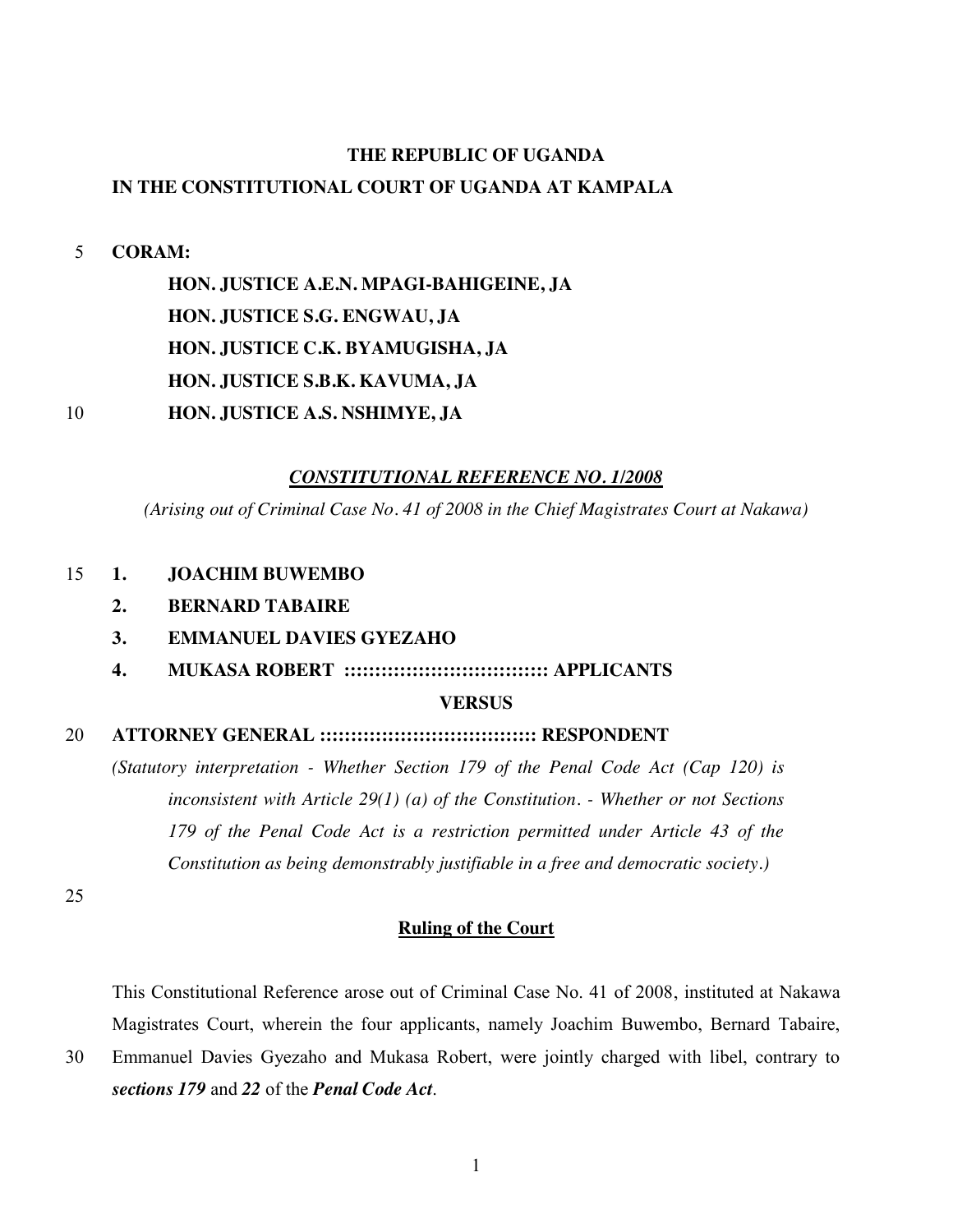**THE REPUBLIC OF UGANDA**

**IN THE CONSTITUTIONAL COURT OF UGANDA AT KAMPALA**

**CORAM:**

**HON. JUSTICE A.E.N. MPAGI-BAHIGEINE, JA**

**HON. JUSTICE S.G. ENGWAU, JA**

**HON. JUSTICE C.K. BYAMUGISHA, JA**

**HON. JUSTICE S.B.K. KAVUMA, JA**

**HON. JUSTICE A.S. NSHIMYE, JA**

***CONSTITUTIONAL REFERENCE NO. 1/2008***

*(Arising out of Criminal Case No. 41 of 2008 in the Chief Magistrates Court at Nakawa)*

1. **JOACHIM BUWEMBO**
2. **BERNARD TABAIRE**
3. **EMMANUEL DAVIES GYEZAHO**
4. **MUKASA ROBERT :::::::::::::::::::::::::::::::::: APPLICANTS**

**VERSUS**

**ATTORNEY GENERAL :::::::::::::::::::::::::::::::::::: RESPONDENT**

*(Statutory interpretation - Whether Section 179 of the Penal Code Act (Cap 120) is inconsistent with Article 29(1) (a) of the Constitution. - Whether or not Sections 179 of the Penal Code Act is a restriction permitted under Article 43 of the Constitution as being demonstrably justifiable in a free and democratic society.)*

**Ruling of the Court**

This Constitutional Reference arose out of Criminal Case No. 41 of 2008, instituted at Nakawa Magistrates Court, wherein the four applicants, namely Joachim Buwembo, Bernard Tabaire, Emmanuel Davies Gyezaho and Mukasa Robert, were jointly charged with libel, contrary to ***sections 179*** and ***22*** of the ***Penal Code Act***.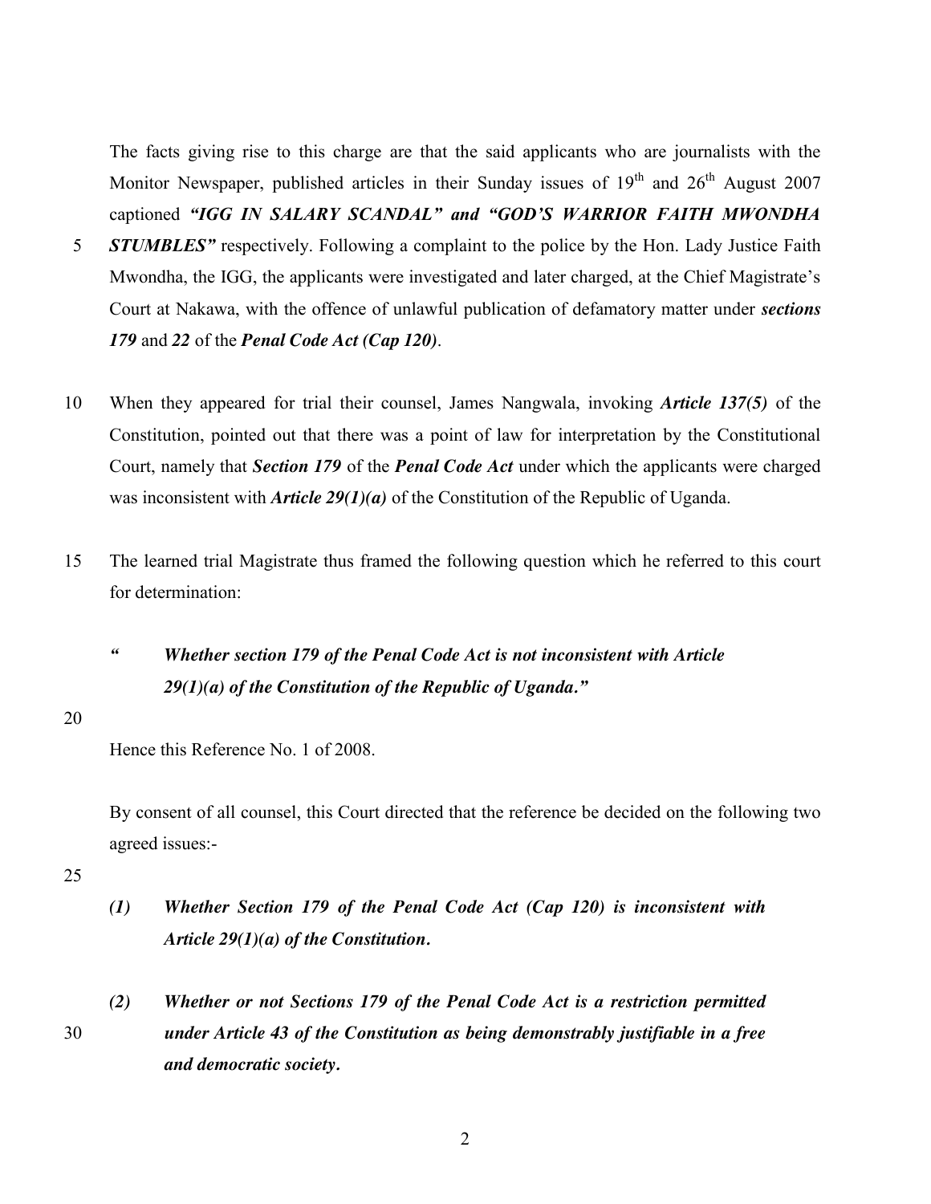The facts giving rise to this charge are that the said applicants who are journalists with the Monitor Newspaper, published articles in their Sunday issues of 19th and 26th August 2007 captioned ***"IGG IN SALARY SCANDAL" and "GOD'S WARRIOR FAITH MWONDHA STUMBLES"*** respectively. Following a complaint to the police by the Hon. Lady Justice Faith Mwondha, the IGG, the applicants were investigated and later charged, at the Chief Magistrate's Court at Nakawa, with the offence of unlawful publication of defamatory matter under ***sections 179*** and ***22*** of the ***Penal Code Act (Cap 120)***.

When they appeared for trial their counsel, James Nangwala, invoking ***Article 137(5)*** of the Constitution, pointed out that there was a point of law for interpretation by the Constitutional Court, namely that ***Section 179*** of the ***Penal Code Act*** under which the applicants were charged was inconsistent with ***Article 29(1)(a)*** of the Constitution of the Republic of Uganda.

The learned trial Magistrate thus framed the following question which he referred to this court for determination:

> ***" Whether section 179 of the Penal Code Act is not inconsistent with Article 29(1)(a) of the Constitution of the Republic of Uganda."***

Hence this Reference No. 1 of 2008.

By consent of all counsel, this Court directed that the reference be decided on the following two agreed issues:-

***(1) Whether Section 179 of the Penal Code Act (Cap 120) is inconsistent with Article 29(1)(a) of the Constitution.***

***(2) Whether or not Sections 179 of the Penal Code Act is a restriction permitted under Article 43 of the Constitution as being demonstrably justifiable in a free and democratic society.***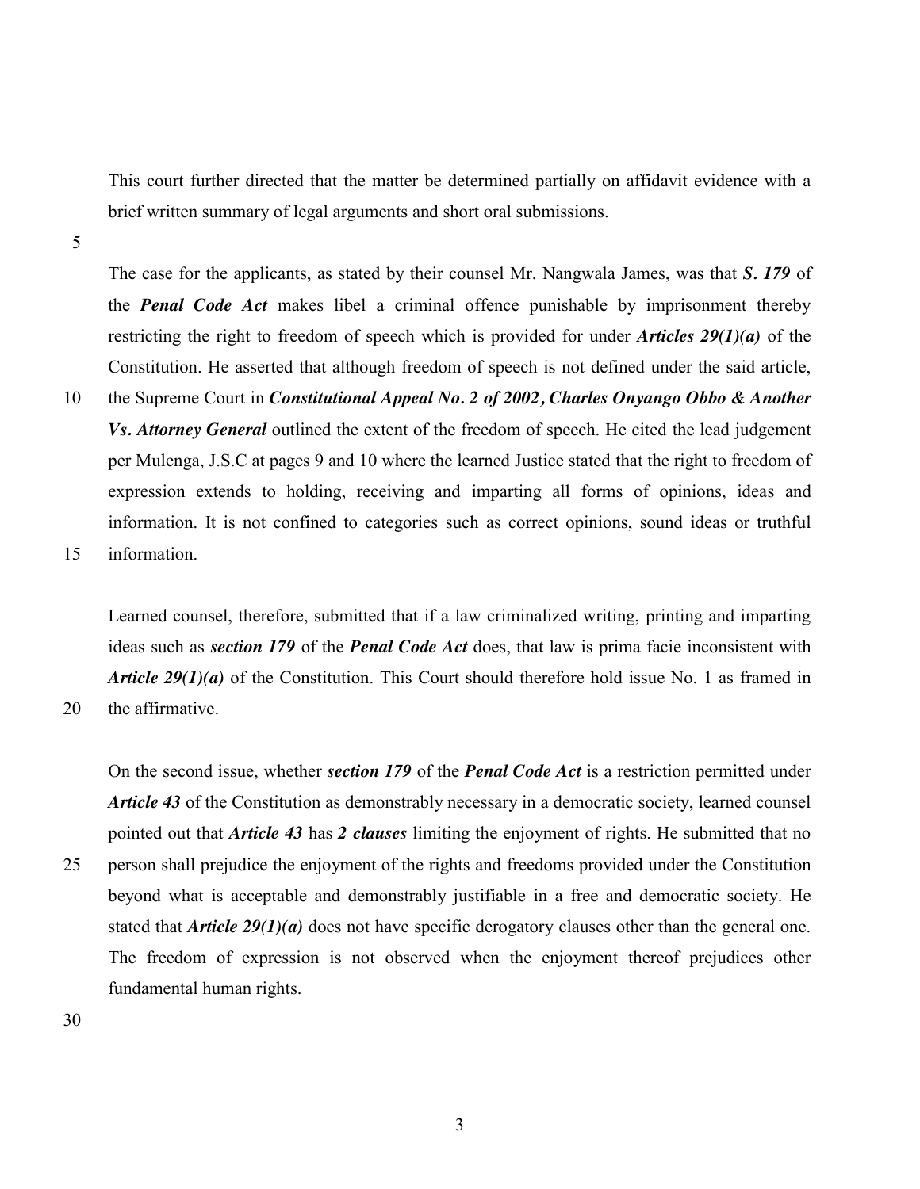This court further directed that the matter be determined partially on affidavit evidence with a brief written summary of legal arguments and short oral submissions.

The case for the applicants, as stated by their counsel Mr. Nangwala James, was that ***S. 179*** of the ***Penal Code Act*** makes libel a criminal offence punishable by imprisonment thereby restricting the right to freedom of speech which is provided for under ***Articles 29(1)(a)*** of the Constitution. He asserted that although freedom of speech is not defined under the said article, the Supreme Court in ***Constitutional Appeal No. 2 of 2002, Charles Onyango Obbo & Another Vs. Attorney General*** outlined the extent of the freedom of speech. He cited the lead judgement per Mulenga, J.S.C at pages 9 and 10 where the learned Justice stated that the right to freedom of expression extends to holding, receiving and imparting all forms of opinions, ideas and information. It is not confined to categories such as correct opinions, sound ideas or truthful information.

Learned counsel, therefore, submitted that if a law criminalized writing, printing and imparting ideas such as ***section 179*** of the ***Penal Code Act*** does, that law is prima facie inconsistent with ***Article 29(1)(a)*** of the Constitution. This Court should therefore hold issue No. 1 as framed in the affirmative.

On the second issue, whether ***section 179*** of the ***Penal Code Act*** is a restriction permitted under ***Article 43*** of the Constitution as demonstrably necessary in a democratic society, learned counsel pointed out that ***Article 43*** has ***2 clauses*** limiting the enjoyment of rights. He submitted that no person shall prejudice the enjoyment of the rights and freedoms provided under the Constitution beyond what is acceptable and demonstrably justifiable in a free and democratic society. He stated that ***Article 29(1)(a)*** does not have specific derogatory clauses other than the general one. The freedom of expression is not observed when the enjoyment thereof prejudices other fundamental human rights.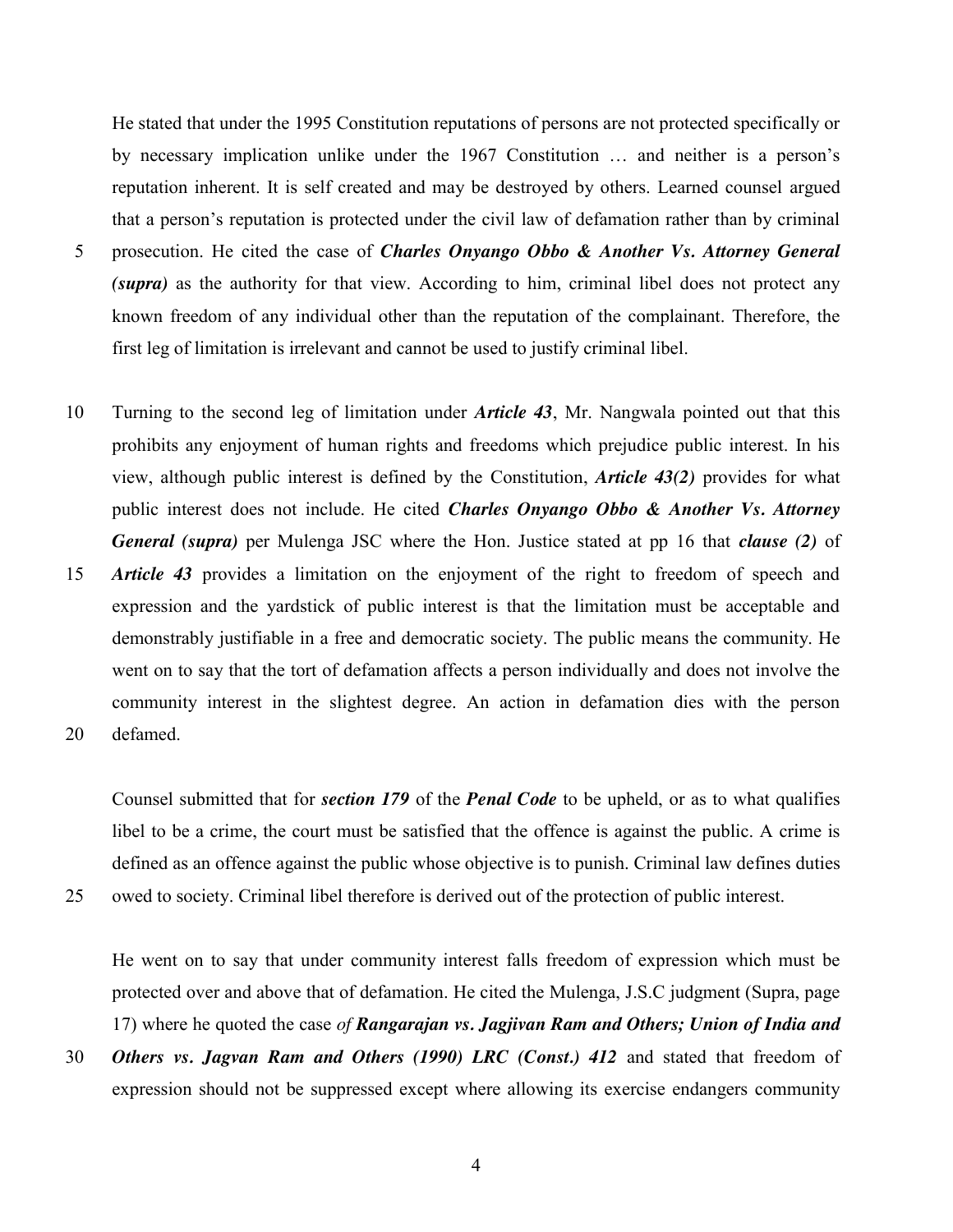He stated that under the 1995 Constitution reputations of persons are not protected specifically or by necessary implication unlike under the 1967 Constitution … and neither is a person's reputation inherent. It is self created and may be destroyed by others. Learned counsel argued that a person's reputation is protected under the civil law of defamation rather than by criminal prosecution. He cited the case of ***Charles Onyango Obbo & Another Vs. Attorney General (supra)*** as the authority for that view. According to him, criminal libel does not protect any known freedom of any individual other than the reputation of the complainant. Therefore, the first leg of limitation is irrelevant and cannot be used to justify criminal libel.

Turning to the second leg of limitation under ***Article 43***, Mr. Nangwala pointed out that this prohibits any enjoyment of human rights and freedoms which prejudice public interest. In his view, although public interest is defined by the Constitution, ***Article 43(2)*** provides for what public interest does not include. He cited ***Charles Onyango Obbo & Another Vs. Attorney General (supra)*** per Mulenga JSC where the Hon. Justice stated at pp 16 that ***clause (2)*** of ***Article 43*** provides a limitation on the enjoyment of the right to freedom of speech and expression and the yardstick of public interest is that the limitation must be acceptable and demonstrably justifiable in a free and democratic society. The public means the community. He went on to say that the tort of defamation affects a person individually and does not involve the community interest in the slightest degree. An action in defamation dies with the person defamed.

Counsel submitted that for ***section 179*** of the ***Penal Code*** to be upheld, or as to what qualifies libel to be a crime, the court must be satisfied that the offence is against the public. A crime is defined as an offence against the public whose objective is to punish. Criminal law defines duties owed to society. Criminal libel therefore is derived out of the protection of public interest.

He went on to say that under community interest falls freedom of expression which must be protected over and above that of defamation. He cited the Mulenga, J.S.C judgment (Supra, page 17) where he quoted the case *of* ***Rangarajan vs. Jagjivan Ram and Others; Union of India and Others vs. Jagvan Ram and Others (1990) LRC (Const.) 412*** and stated that freedom of expression should not be suppressed except where allowing its exercise endangers community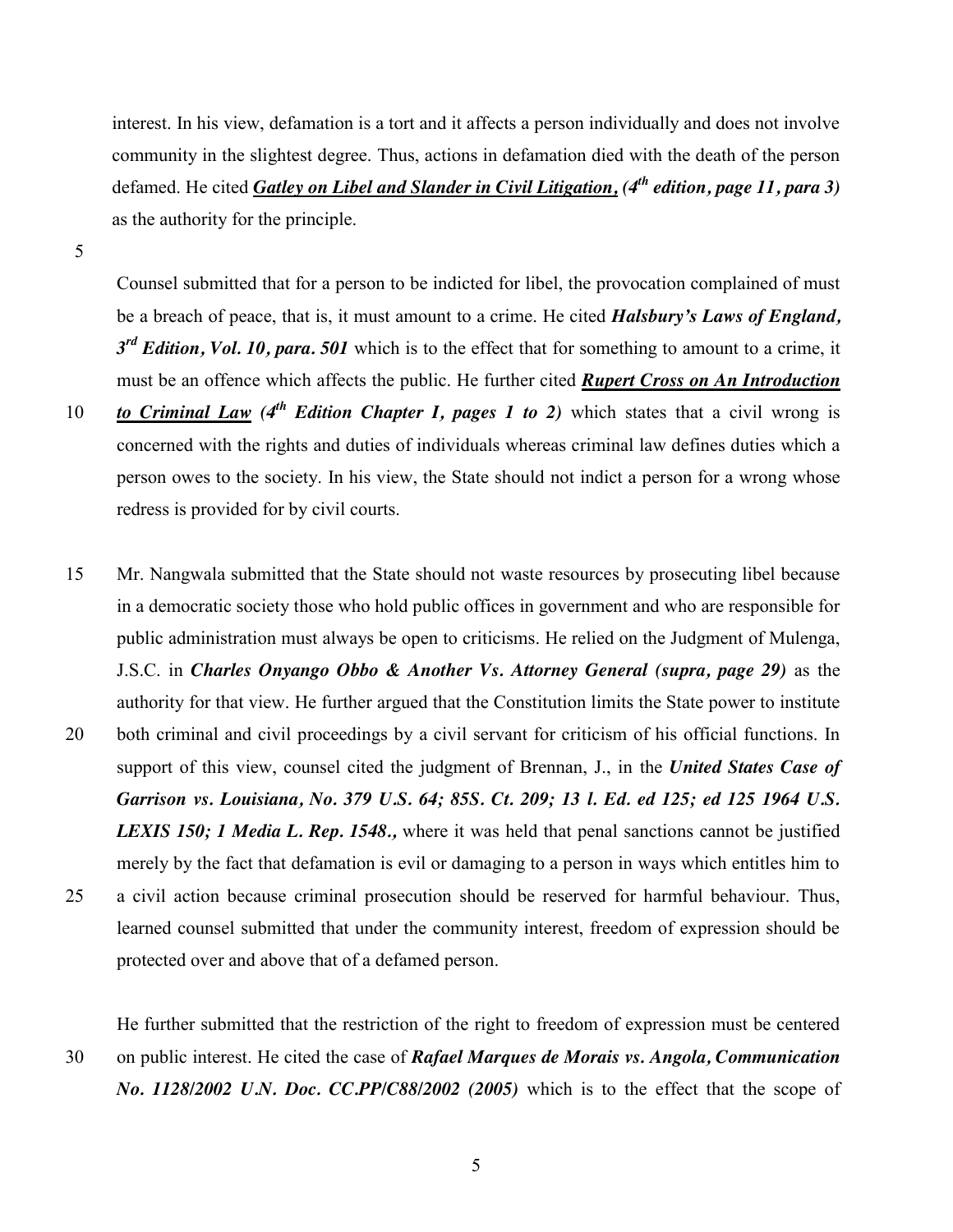interest. In his view, defamation is a tort and it affects a person individually and does not involve community in the slightest degree. Thus, actions in defamation died with the death of the person defamed. He cited ***Gatley on Libel and Slander in Civil Litigation**, **(4th edition, page 11, para 3)*** as the authority for the principle.

Counsel submitted that for a person to be indicted for libel, the provocation complained of must be a breach of peace, that is, it must amount to a crime. He cited ***Halsbury's Laws of England, 3rd Edition, Vol. 10, para. 501*** which is to the effect that for something to amount to a crime, it must be an offence which affects the public. He further cited ***Rupert Cross on An Introduction to Criminal Law** (4th Edition Chapter 1, pages 1 to 2)* which states that a civil wrong is concerned with the rights and duties of individuals whereas criminal law defines duties which a person owes to the society. In his view, the State should not indict a person for a wrong whose redress is provided for by civil courts.

Mr. Nangwala submitted that the State should not waste resources by prosecuting libel because in a democratic society those who hold public offices in government and who are responsible for public administration must always be open to criticisms. He relied on the Judgment of Mulenga, J.S.C. in ***Charles Onyango Obbo & Another Vs. Attorney General (supra, page 29)*** as the authority for that view. He further argued that the Constitution limits the State power to institute both criminal and civil proceedings by a civil servant for criticism of his official functions. In support of this view, counsel cited the judgment of Brennan, J., in the ***United States Case of Garrison vs. Louisiana, No. 379 U.S. 64; 85S. Ct. 209; 13 l. Ed. ed 125; ed 125 1964 U.S. LEXIS 150; 1 Media L. Rep. 1548.,*** where it was held that penal sanctions cannot be justified merely by the fact that defamation is evil or damaging to a person in ways which entitles him to a civil action because criminal prosecution should be reserved for harmful behaviour. Thus, learned counsel submitted that under the community interest, freedom of expression should be protected over and above that of a defamed person.

He further submitted that the restriction of the right to freedom of expression must be centered on public interest. He cited the case of ***Rafael Marques de Morais vs. Angola, Communication No. 1128/2002 U.N. Doc. CC.PP/C88/2002 (2005)*** which is to the effect that the scope of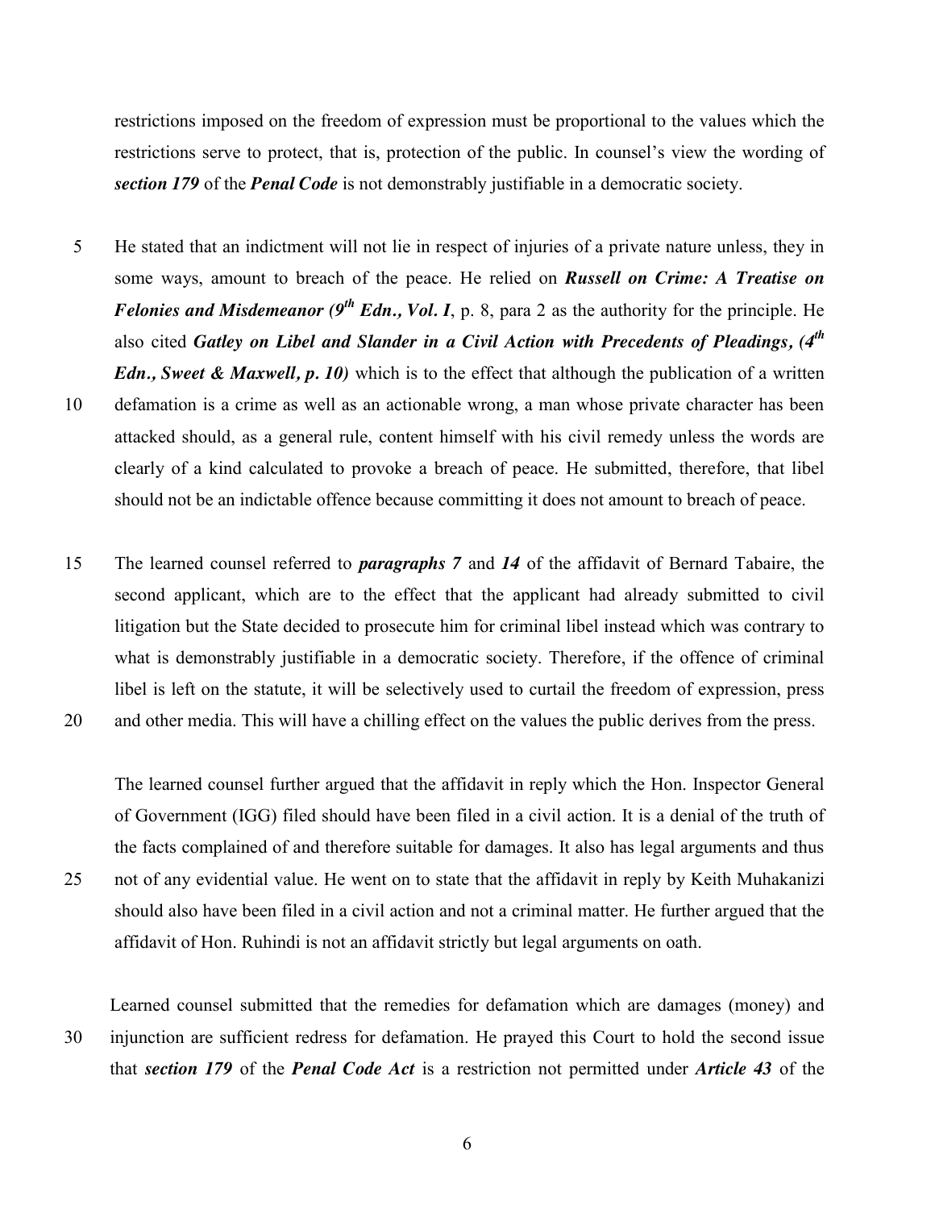restrictions imposed on the freedom of expression must be proportional to the values which the restrictions serve to protect, that is, protection of the public. In counsel's view the wording of ***section 179*** of the ***Penal Code*** is not demonstrably justifiable in a democratic society.

He stated that an indictment will not lie in respect of injuries of a private nature unless, they in some ways, amount to breach of the peace. He relied on ***Russell on Crime: A Treatise on Felonies and Misdemeanor (9th Edn., Vol. I***, p. 8, para 2 as the authority for the principle. He also cited ***Gatley on Libel and Slander in a Civil Action with Precedents of Pleadings, (4th Edn., Sweet & Maxwell, p. 10)*** which is to the effect that although the publication of a written defamation is a crime as well as an actionable wrong, a man whose private character has been attacked should, as a general rule, content himself with his civil remedy unless the words are clearly of a kind calculated to provoke a breach of peace. He submitted, therefore, that libel should not be an indictable offence because committing it does not amount to breach of peace.

The learned counsel referred to ***paragraphs 7*** and ***14*** of the affidavit of Bernard Tabaire, the second applicant, which are to the effect that the applicant had already submitted to civil litigation but the State decided to prosecute him for criminal libel instead which was contrary to what is demonstrably justifiable in a democratic society. Therefore, if the offence of criminal libel is left on the statute, it will be selectively used to curtail the freedom of expression, press and other media. This will have a chilling effect on the values the public derives from the press.

The learned counsel further argued that the affidavit in reply which the Hon. Inspector General of Government (IGG) filed should have been filed in a civil action. It is a denial of the truth of the facts complained of and therefore suitable for damages. It also has legal arguments and thus not of any evidential value. He went on to state that the affidavit in reply by Keith Muhakanizi should also have been filed in a civil action and not a criminal matter. He further argued that the affidavit of Hon. Ruhindi is not an affidavit strictly but legal arguments on oath.

Learned counsel submitted that the remedies for defamation which are damages (money) and injunction are sufficient redress for defamation. He prayed this Court to hold the second issue that ***section 179*** of the ***Penal Code Act*** is a restriction not permitted under ***Article 43*** of the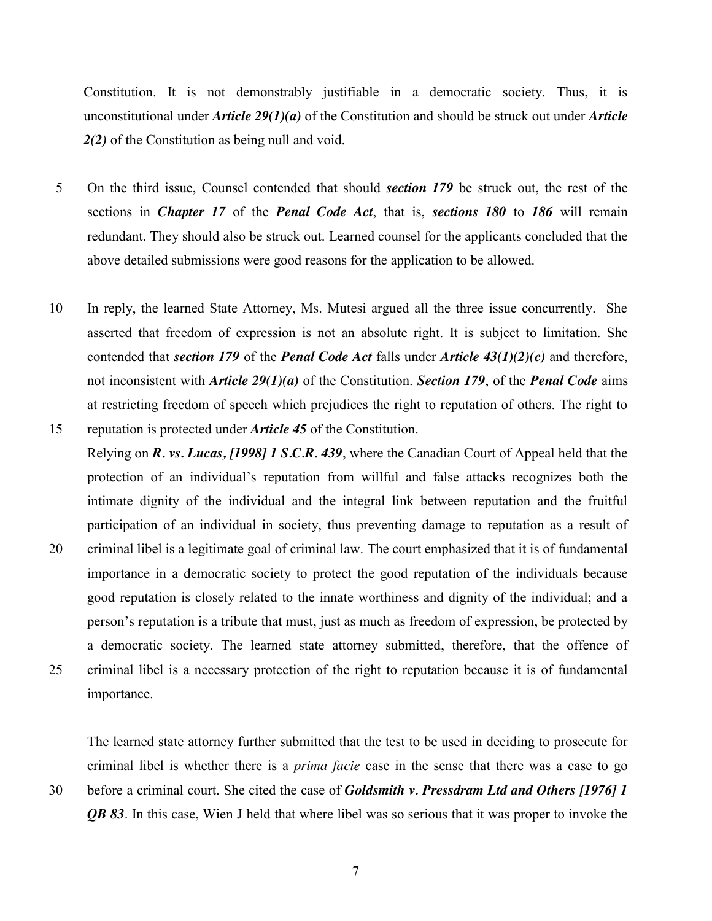Constitution. It is not demonstrably justifiable in a democratic society. Thus, it is unconstitutional under ***Article 29(1)(a)*** of the Constitution and should be struck out under ***Article 2(2)*** of the Constitution as being null and void.

On the third issue, Counsel contended that should ***section 179*** be struck out, the rest of the sections in ***Chapter 17*** of the ***Penal Code Act***, that is, ***sections 180*** to ***186*** will remain redundant. They should also be struck out. Learned counsel for the applicants concluded that the above detailed submissions were good reasons for the application to be allowed.

In reply, the learned State Attorney, Ms. Mutesi argued all the three issue concurrently. She asserted that freedom of expression is not an absolute right. It is subject to limitation. She contended that ***section 179*** of the ***Penal Code Act*** falls under ***Article 43(1)(2)(c)*** and therefore, not inconsistent with ***Article 29(1)(a)*** of the Constitution. ***Section 179***, of the ***Penal Code*** aims at restricting freedom of speech which prejudices the right to reputation of others. The right to reputation is protected under ***Article 45*** of the Constitution.

Relying on ***R. vs. Lucas, [1998] 1 S.C.R. 439***, where the Canadian Court of Appeal held that the protection of an individual's reputation from willful and false attacks recognizes both the intimate dignity of the individual and the integral link between reputation and the fruitful participation of an individual in society, thus preventing damage to reputation as a result of criminal libel is a legitimate goal of criminal law. The court emphasized that it is of fundamental importance in a democratic society to protect the good reputation of the individuals because good reputation is closely related to the innate worthiness and dignity of the individual; and a person's reputation is a tribute that must, just as much as freedom of expression, be protected by a democratic society. The learned state attorney submitted, therefore, that the offence of criminal libel is a necessary protection of the right to reputation because it is of fundamental importance.

The learned state attorney further submitted that the test to be used in deciding to prosecute for criminal libel is whether there is a *prima facie* case in the sense that there was a case to go before a criminal court. She cited the case of ***Goldsmith v. Pressdram Ltd and Others [1976] 1 QB 83***. In this case, Wien J held that where libel was so serious that it was proper to invoke the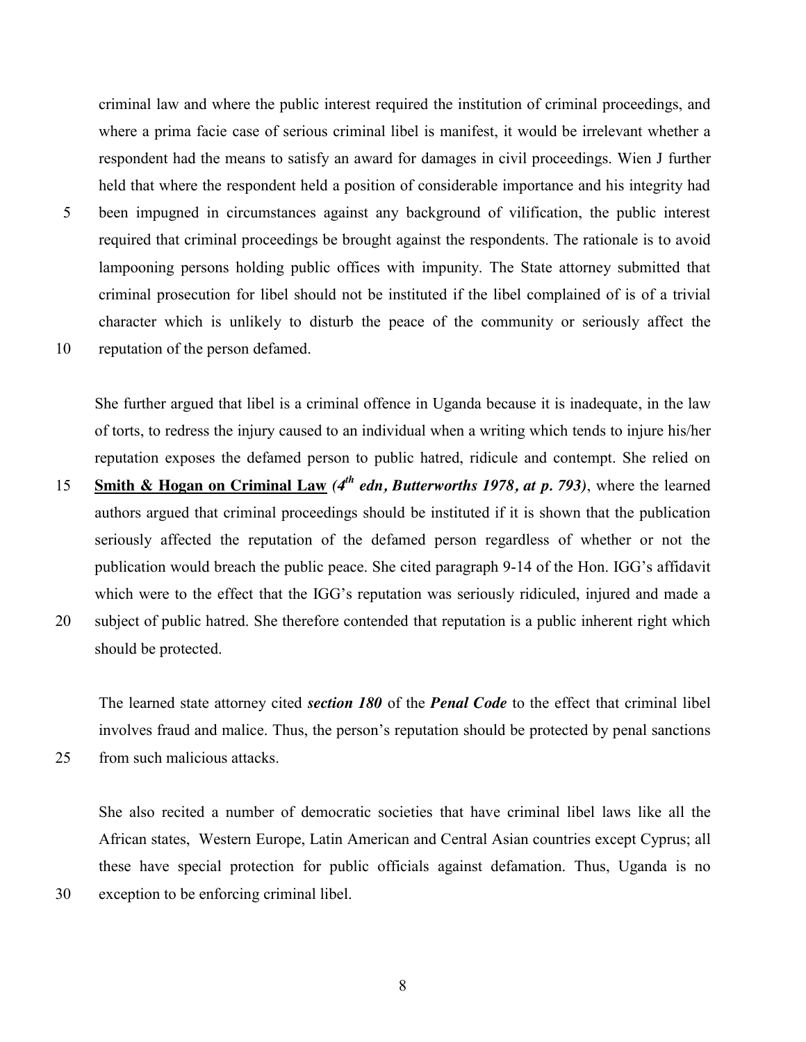criminal law and where the public interest required the institution of criminal proceedings, and where a prima facie case of serious criminal libel is manifest, it would be irrelevant whether a respondent had the means to satisfy an award for damages in civil proceedings. Wien J further held that where the respondent held a position of considerable importance and his integrity had been impugned in circumstances against any background of vilification, the public interest required that criminal proceedings be brought against the respondents. The rationale is to avoid lampooning persons holding public offices with impunity. The State attorney submitted that criminal prosecution for libel should not be instituted if the libel complained of is of a trivial character which is unlikely to disturb the peace of the community or seriously affect the reputation of the person defamed.

She further argued that libel is a criminal offence in Uganda because it is inadequate, in the law of torts, to redress the injury caused to an individual when a writing which tends to injure his/her reputation exposes the defamed person to public hatred, ridicule and contempt. She relied on **Smith & Hogan on Criminal Law** ***(4th edn, Butterworths 1978, at p. 793)***, where the learned authors argued that criminal proceedings should be instituted if it is shown that the publication seriously affected the reputation of the defamed person regardless of whether or not the publication would breach the public peace. She cited paragraph 9-14 of the Hon. IGG's affidavit which were to the effect that the IGG's reputation was seriously ridiculed, injured and made a subject of public hatred. She therefore contended that reputation is a public inherent right which should be protected.

The learned state attorney cited ***section 180*** of the ***Penal Code*** to the effect that criminal libel involves fraud and malice. Thus, the person's reputation should be protected by penal sanctions from such malicious attacks.

She also recited a number of democratic societies that have criminal libel laws like all the African states, Western Europe, Latin American and Central Asian countries except Cyprus; all these have special protection for public officials against defamation. Thus, Uganda is no exception to be enforcing criminal libel.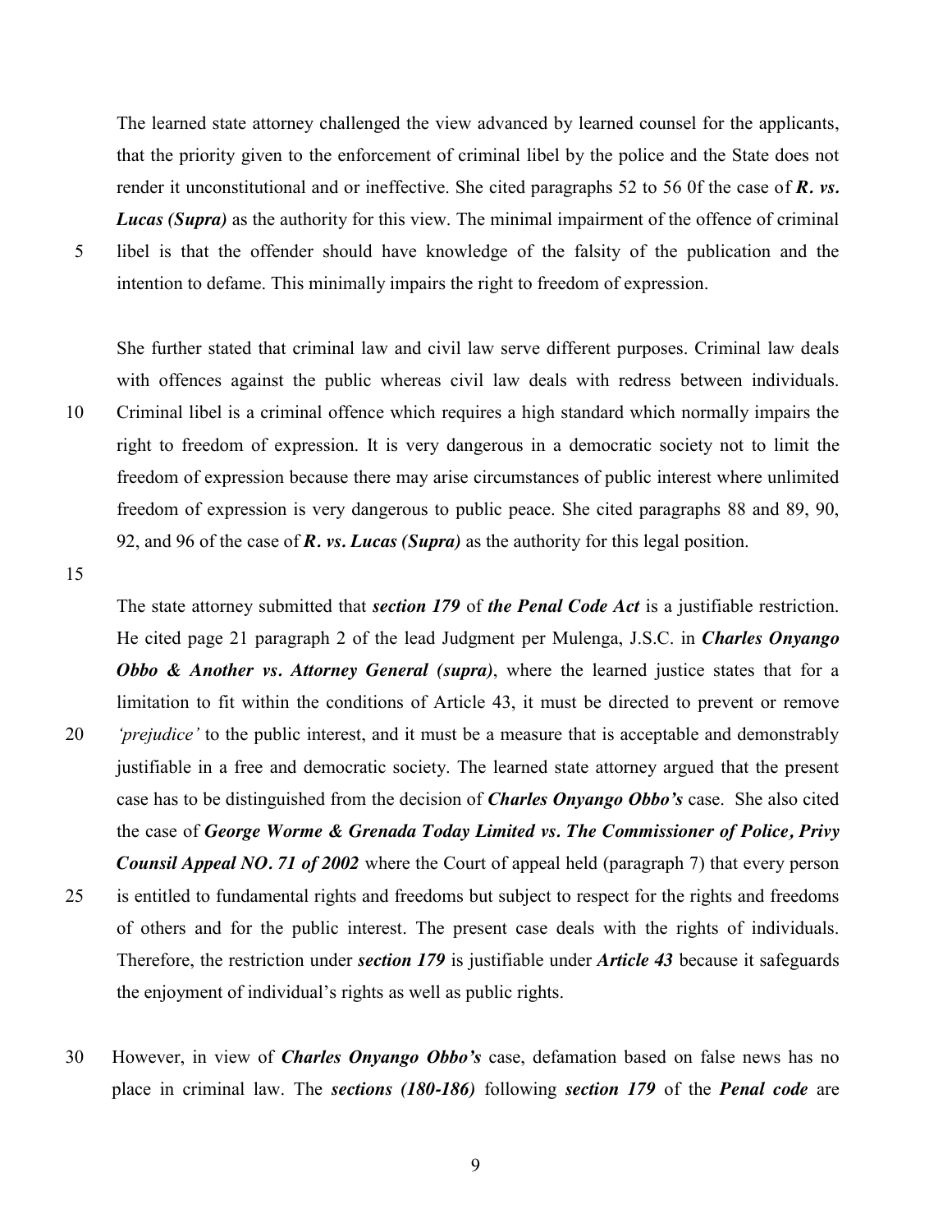The learned state attorney challenged the view advanced by learned counsel for the applicants, that the priority given to the enforcement of criminal libel by the police and the State does not render it unconstitutional and or ineffective. She cited paragraphs 52 to 56 0f the case of ***R. vs. Lucas (Supra)*** as the authority for this view. The minimal impairment of the offence of criminal libel is that the offender should have knowledge of the falsity of the publication and the intention to defame. This minimally impairs the right to freedom of expression.

She further stated that criminal law and civil law serve different purposes. Criminal law deals with offences against the public whereas civil law deals with redress between individuals. Criminal libel is a criminal offence which requires a high standard which normally impairs the right to freedom of expression. It is very dangerous in a democratic society not to limit the freedom of expression because there may arise circumstances of public interest where unlimited freedom of expression is very dangerous to public peace. She cited paragraphs 88 and 89, 90, 92, and 96 of the case of ***R. vs. Lucas (Supra)*** as the authority for this legal position.

The state attorney submitted that ***section 179*** of ***the Penal Code Act*** is a justifiable restriction. He cited page 21 paragraph 2 of the lead Judgment per Mulenga, J.S.C. in ***Charles Onyango Obbo & Another vs. Attorney General (supra)***, where the learned justice states that for a limitation to fit within the conditions of Article 43, it must be directed to prevent or remove *'prejudice'* to the public interest, and it must be a measure that is acceptable and demonstrably justifiable in a free and democratic society. The learned state attorney argued that the present case has to be distinguished from the decision of ***Charles Onyango Obbo's*** case. She also cited the case of ***George Worme & Grenada Today Limited vs. The Commissioner of Police, Privy Counsil Appeal NO. 71 of 2002*** where the Court of appeal held (paragraph 7) that every person is entitled to fundamental rights and freedoms but subject to respect for the rights and freedoms of others and for the public interest. The present case deals with the rights of individuals. Therefore, the restriction under ***section 179*** is justifiable under ***Article 43*** because it safeguards the enjoyment of individual's rights as well as public rights.

However, in view of ***Charles Onyango Obbo's*** case, defamation based on false news has no place in criminal law. The ***sections (180-186)*** following ***section 179*** of the ***Penal code*** are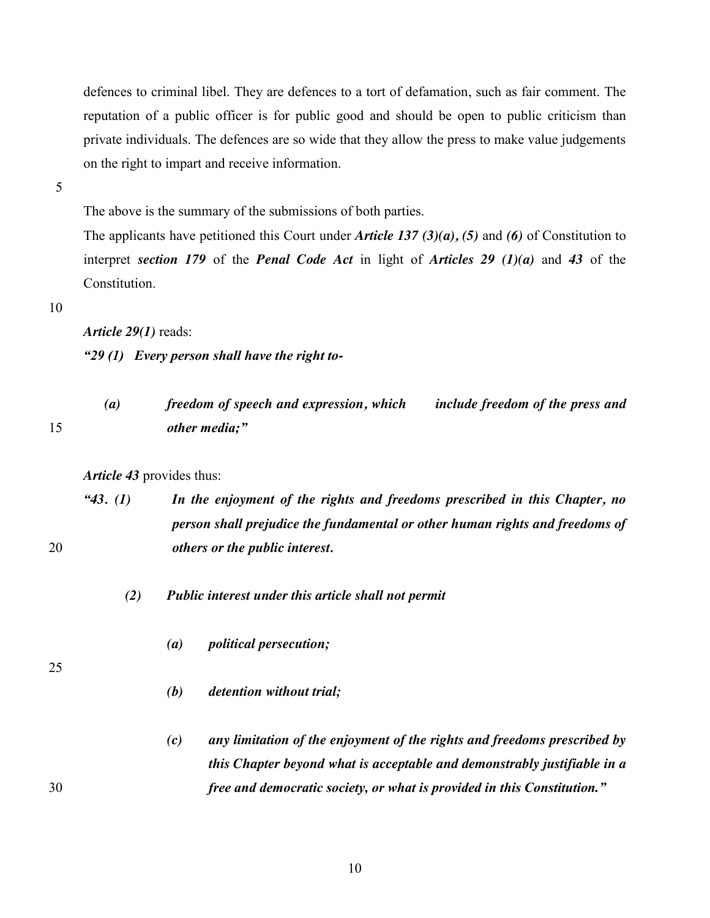defences to criminal libel. They are defences to a tort of defamation, such as fair comment. The reputation of a public officer is for public good and should be open to public criticism than private individuals. The defences are so wide that they allow the press to make value judgements on the right to impart and receive information.

The above is the summary of the submissions of both parties.

The applicants have petitioned this Court under ***Article 137 (3)(a), (5)*** and ***(6)*** of Constitution to interpret ***section 179*** of the ***Penal Code Act*** in light of ***Articles 29 (1)(a)*** and ***43*** of the Constitution.

***Article 29(1)*** reads:

***"29 (1) Every person shall have the right to-***

> ***(a) freedom of speech and expression, which include freedom of the press and other media;"***

***Article 43*** provides thus:

***"43. (1) In the enjoyment of the rights and freedoms prescribed in this Chapter, no person shall prejudice the fundamental or other human rights and freedoms of others or the public interest.***

> ***(2) Public interest under this article shall not permit***
>
> > ***(a) political persecution;***
> >
> > ***(b) detention without trial;***
> >
> > ***(c) any limitation of the enjoyment of the rights and freedoms prescribed by this Chapter beyond what is acceptable and demonstrably justifiable in a free and democratic society, or what is provided in this Constitution."***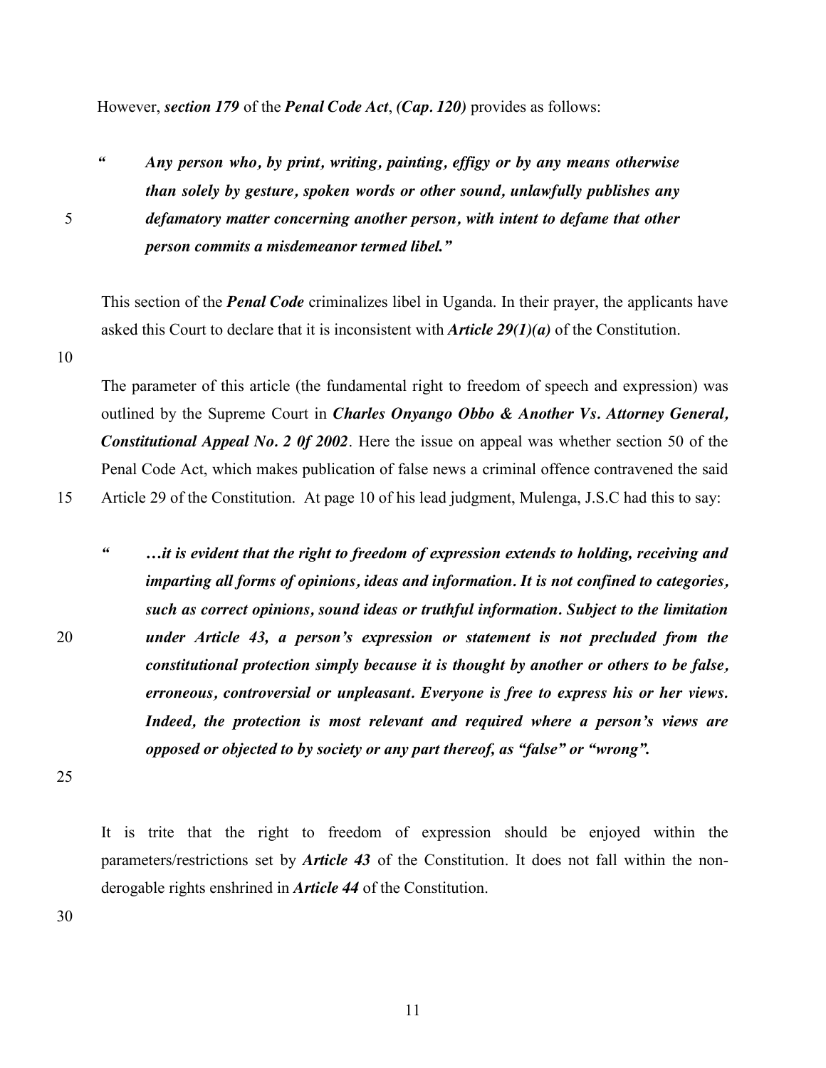However, ***section 179*** of the ***Penal Code Act***, (***Cap. 120***) provides as follows:

> ***" Any person who, by print, writing, painting, effigy or by any means otherwise than solely by gesture, spoken words or other sound, unlawfully publishes any defamatory matter concerning another person, with intent to defame that other person commits a misdemeanor termed libel."***

This section of the ***Penal Code*** criminalizes libel in Uganda. In their prayer, the applicants have asked this Court to declare that it is inconsistent with ***Article 29(1)(a)*** of the Constitution.

The parameter of this article (the fundamental right to freedom of speech and expression) was outlined by the Supreme Court in ***Charles Onyango Obbo & Another Vs. Attorney General, Constitutional Appeal No. 2 0f 2002***. Here the issue on appeal was whether section 50 of the Penal Code Act, which makes publication of false news a criminal offence contravened the said Article 29 of the Constitution. At page 10 of his lead judgment, Mulenga, J.S.C had this to say:

> ***" …it is evident that the right to freedom of expression extends to holding, receiving and imparting all forms of opinions, ideas and information. It is not confined to categories, such as correct opinions, sound ideas or truthful information. Subject to the limitation under Article 43, a person's expression or statement is not precluded from the constitutional protection simply because it is thought by another or others to be false, erroneous, controversial or unpleasant. Everyone is free to express his or her views. Indeed, the protection is most relevant and required where a person's views are opposed or objected to by society or any part thereof, as "false" or "wrong".***

It is trite that the right to freedom of expression should be enjoyed within the parameters/restrictions set by ***Article 43*** of the Constitution. It does not fall within the non-derogable rights enshrined in ***Article 44*** of the Constitution.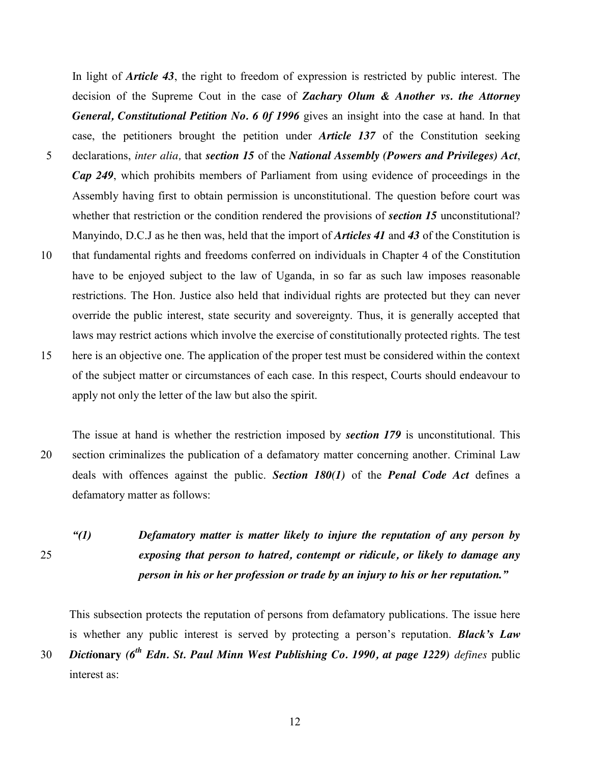In light of ***Article 43***, the right to freedom of expression is restricted by public interest. The decision of the Supreme Cout in the case of ***Zachary Olum & Another vs. the Attorney General, Constitutional Petition No. 6 0f 1996*** gives an insight into the case at hand. In that case, the petitioners brought the petition under ***Article 137*** of the Constitution seeking declarations, *inter alia,* that ***section 15*** of the ***National Assembly (Powers and Privileges) Act***, ***Cap 249***, which prohibits members of Parliament from using evidence of proceedings in the Assembly having first to obtain permission is unconstitutional. The question before court was whether that restriction or the condition rendered the provisions of ***section 15*** unconstitutional? Manyindo, D.C.J as he then was, held that the import of ***Articles 41*** and ***43*** of the Constitution is that fundamental rights and freedoms conferred on individuals in Chapter 4 of the Constitution have to be enjoyed subject to the law of Uganda, in so far as such law imposes reasonable restrictions. The Hon. Justice also held that individual rights are protected but they can never override the public interest, state security and sovereignty. Thus, it is generally accepted that laws may restrict actions which involve the exercise of constitutionally protected rights. The test here is an objective one. The application of the proper test must be considered within the context of the subject matter or circumstances of each case. In this respect, Courts should endeavour to apply not only the letter of the law but also the spirit.

The issue at hand is whether the restriction imposed by ***section 179*** is unconstitutional. This section criminalizes the publication of a defamatory matter concerning another. Criminal Law deals with offences against the public. ***Section 180(1)*** of the ***Penal Code Act*** defines a defamatory matter as follows:

> ***"(1) Defamatory matter is matter likely to injure the reputation of any person by exposing that person to hatred, contempt or ridicule, or likely to damage any person in his or her profession or trade by an injury to his or her reputation."***

This subsection protects the reputation of persons from defamatory publications. The issue here is whether any public interest is served by protecting a person's reputation. ***Black's Law Dictionary (6th Edn. St. Paul Minn West Publishing Co. 1990, at page 1229)*** *defines* public interest as: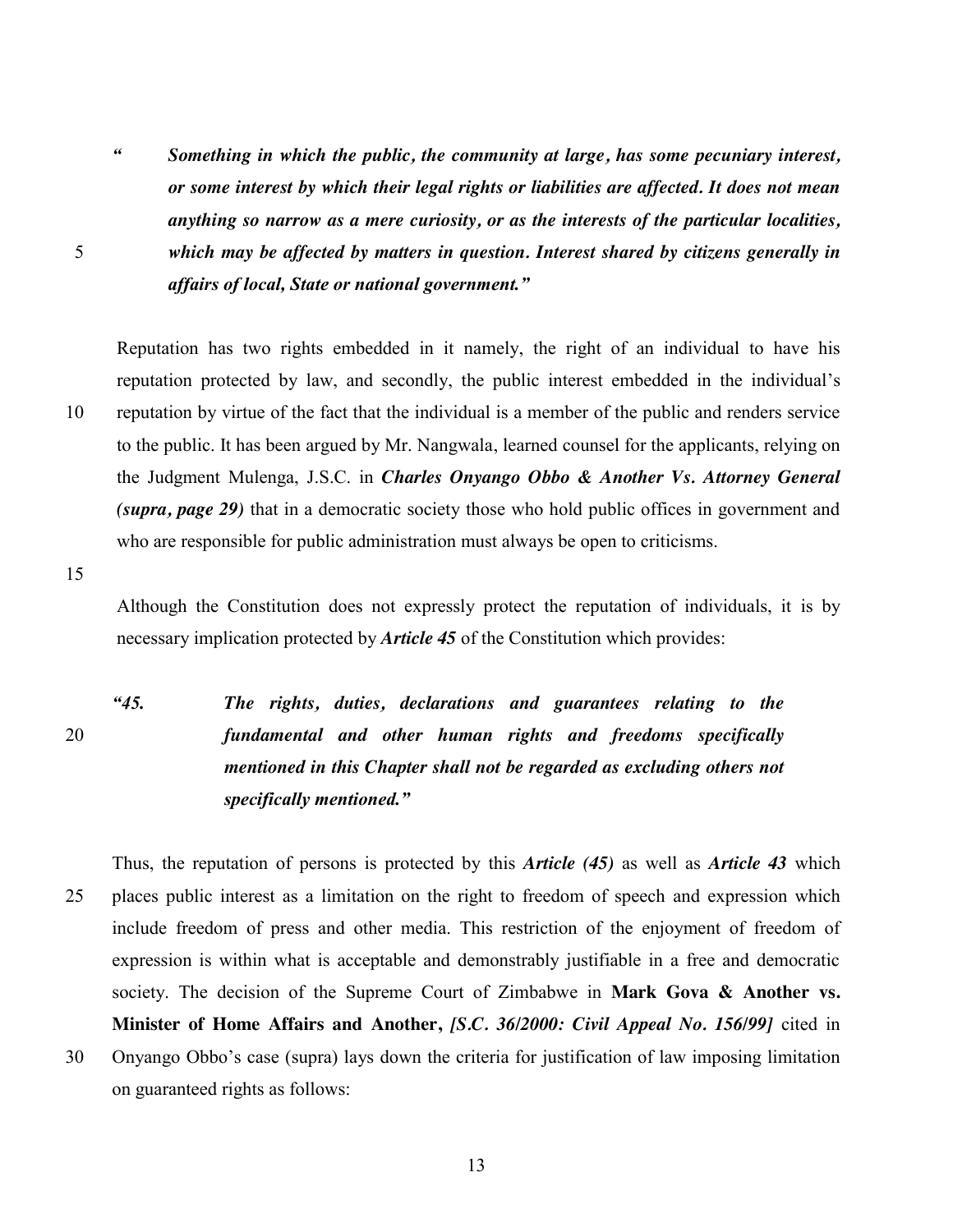> ***"Something in which the public, the community at large, has some pecuniary interest, or some interest by which their legal rights or liabilities are affected. It does not mean anything so narrow as a mere curiosity, or as the interests of the particular localities, which may be affected by matters in question. Interest shared by citizens generally in affairs of local, State or national government."***

Reputation has two rights embedded in it namely, the right of an individual to have his reputation protected by law, and secondly, the public interest embedded in the individual's reputation by virtue of the fact that the individual is a member of the public and renders service to the public. It has been argued by Mr. Nangwala, learned counsel for the applicants, relying on the Judgment Mulenga, J.S.C. in ***Charles Onyango Obbo & Another Vs. Attorney General (supra, page 29)*** that in a democratic society those who hold public offices in government and who are responsible for public administration must always be open to criticisms.

Although the Constitution does not expressly protect the reputation of individuals, it is by necessary implication protected by ***Article 45*** of the Constitution which provides:

> ***"45. The rights, duties, declarations and guarantees relating to the fundamental and other human rights and freedoms specifically mentioned in this Chapter shall not be regarded as excluding others not specifically mentioned."***

Thus, the reputation of persons is protected by this ***Article (45)*** as well as ***Article 43*** which places public interest as a limitation on the right to freedom of speech and expression which include freedom of press and other media. This restriction of the enjoyment of freedom of expression is within what is acceptable and demonstrably justifiable in a free and democratic society. The decision of the Supreme Court of Zimbabwe in **Mark Gova & Another vs. Minister of Home Affairs and Another,** ***[S.C. 36/2000: Civil Appeal No. 156/99]*** cited in Onyango Obbo's case (supra) lays down the criteria for justification of law imposing limitation on guaranteed rights as follows: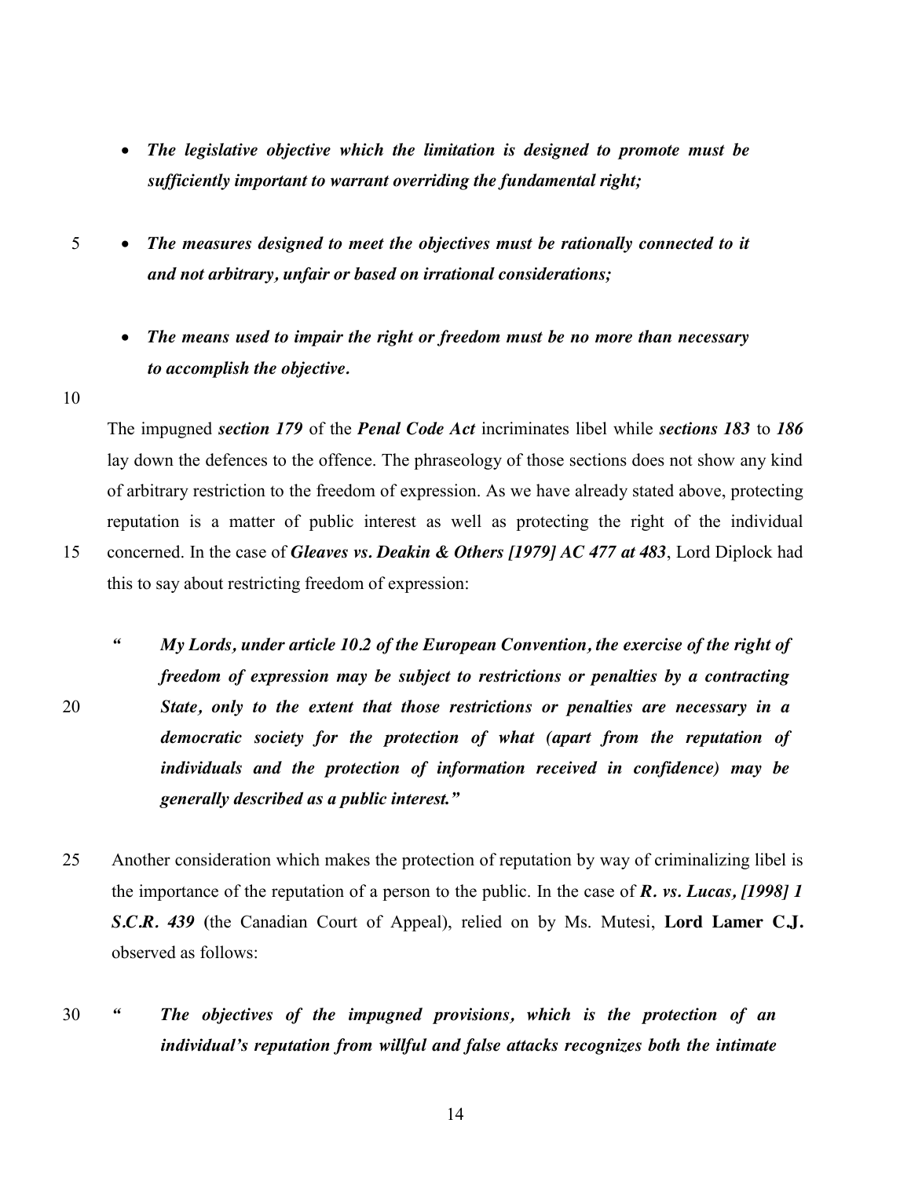- ***The legislative objective which the limitation is designed to promote must be sufficiently important to warrant overriding the fundamental right;***

- ***The measures designed to meet the objectives must be rationally connected to it and not arbitrary, unfair or based on irrational considerations;***

- ***The means used to impair the right or freedom must be no more than necessary to accomplish the objective.***

The impugned ***section 179*** of the ***Penal Code Act*** incriminates libel while ***sections 183*** to ***186*** lay down the defences to the offence. The phraseology of those sections does not show any kind of arbitrary restriction to the freedom of expression. As we have already stated above, protecting reputation is a matter of public interest as well as protecting the right of the individual concerned. In the case of ***Gleaves vs. Deakin & Others [1979] AC 477 at 483***, Lord Diplock had this to say about restricting freedom of expression:

> ***" My Lords, under article 10.2 of the European Convention, the exercise of the right of freedom of expression may be subject to restrictions or penalties by a contracting State, only to the extent that those restrictions or penalties are necessary in a democratic society for the protection of what (apart from the reputation of individuals and the protection of information received in confidence) may be generally described as a public interest."***

Another consideration which makes the protection of reputation by way of criminalizing libel is the importance of the reputation of a person to the public. In the case of ***R. vs. Lucas, [1998] 1 S.C.R. 439*** (the Canadian Court of Appeal), relied on by Ms. Mutesi, **Lord Lamer C.J.** observed as follows:

> ***" The objectives of the impugned provisions, which is the protection of an individual's reputation from willful and false attacks recognizes both the intimate***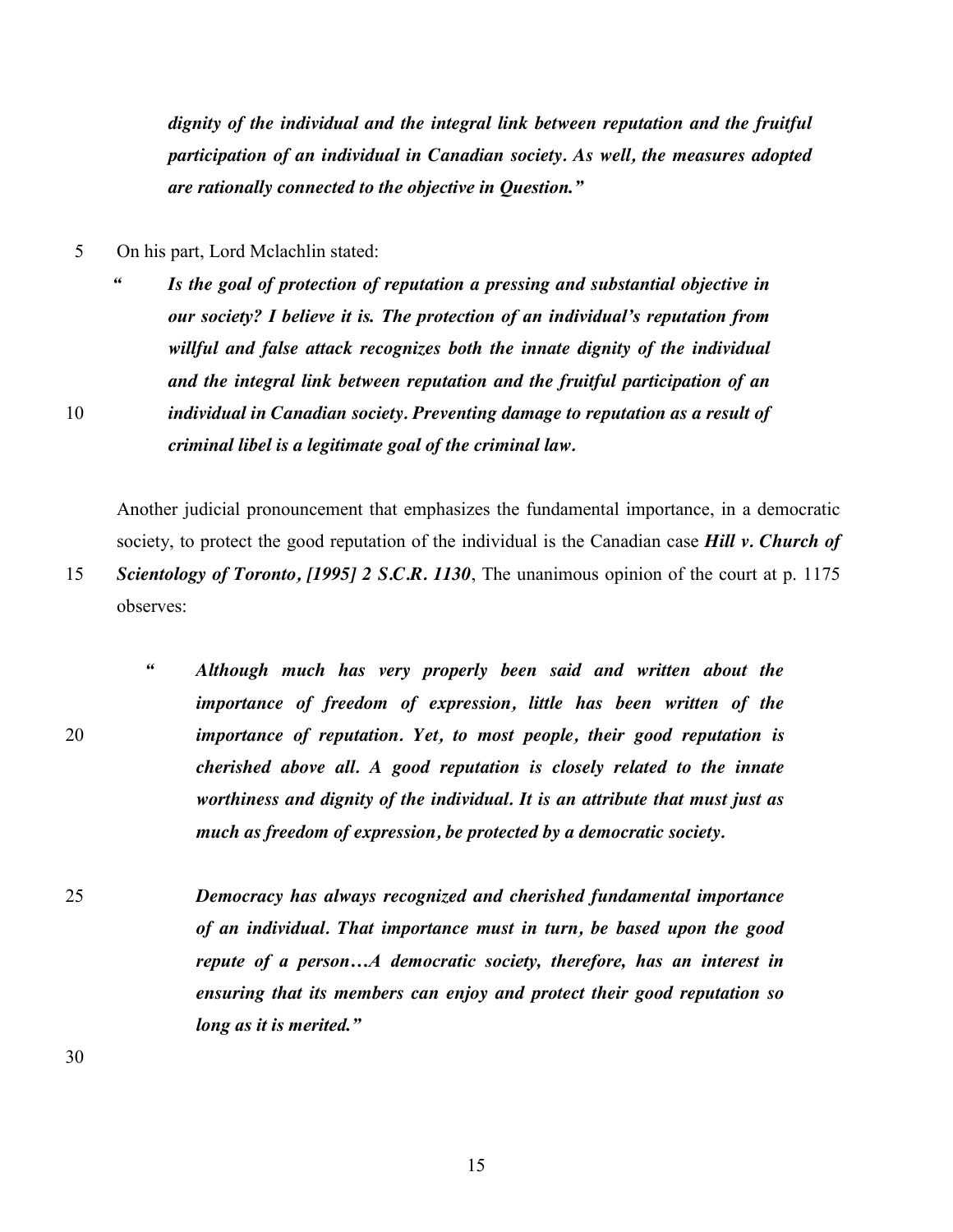***dignity of the individual and the integral link between reputation and the fruitful participation of an individual in Canadian society. As well, the measures adopted are rationally connected to the objective in Question.”***

On his part, Lord Mclachlin stated:

> ***“ Is the goal of protection of reputation a pressing and substantial objective in our society? I believe it is. The protection of an individual’s reputation from willful and false attack recognizes both the innate dignity of the individual and the integral link between reputation and the fruitful participation of an individual in Canadian society. Preventing damage to reputation as a result of criminal libel is a legitimate goal of the criminal law.***

Another judicial pronouncement that emphasizes the fundamental importance, in a democratic society, to protect the good reputation of the individual is the Canadian case ***Hill v. Church of Scientology of Toronto, [1995] 2 S.C.R. 1130***, The unanimous opinion of the court at p. 1175 observes:

> ***“ Although much has very properly been said and written about the importance of freedom of expression, little has been written of the importance of reputation. Yet, to most people, their good reputation is cherished above all. A good reputation is closely related to the innate worthiness and dignity of the individual. It is an attribute that must just as much as freedom of expression, be protected by a democratic society.***
>
> ***Democracy has always recognized and cherished fundamental importance of an individual. That importance must in turn, be based upon the good repute of a person…A democratic society, therefore, has an interest in ensuring that its members can enjoy and protect their good reputation so long as it is merited.”***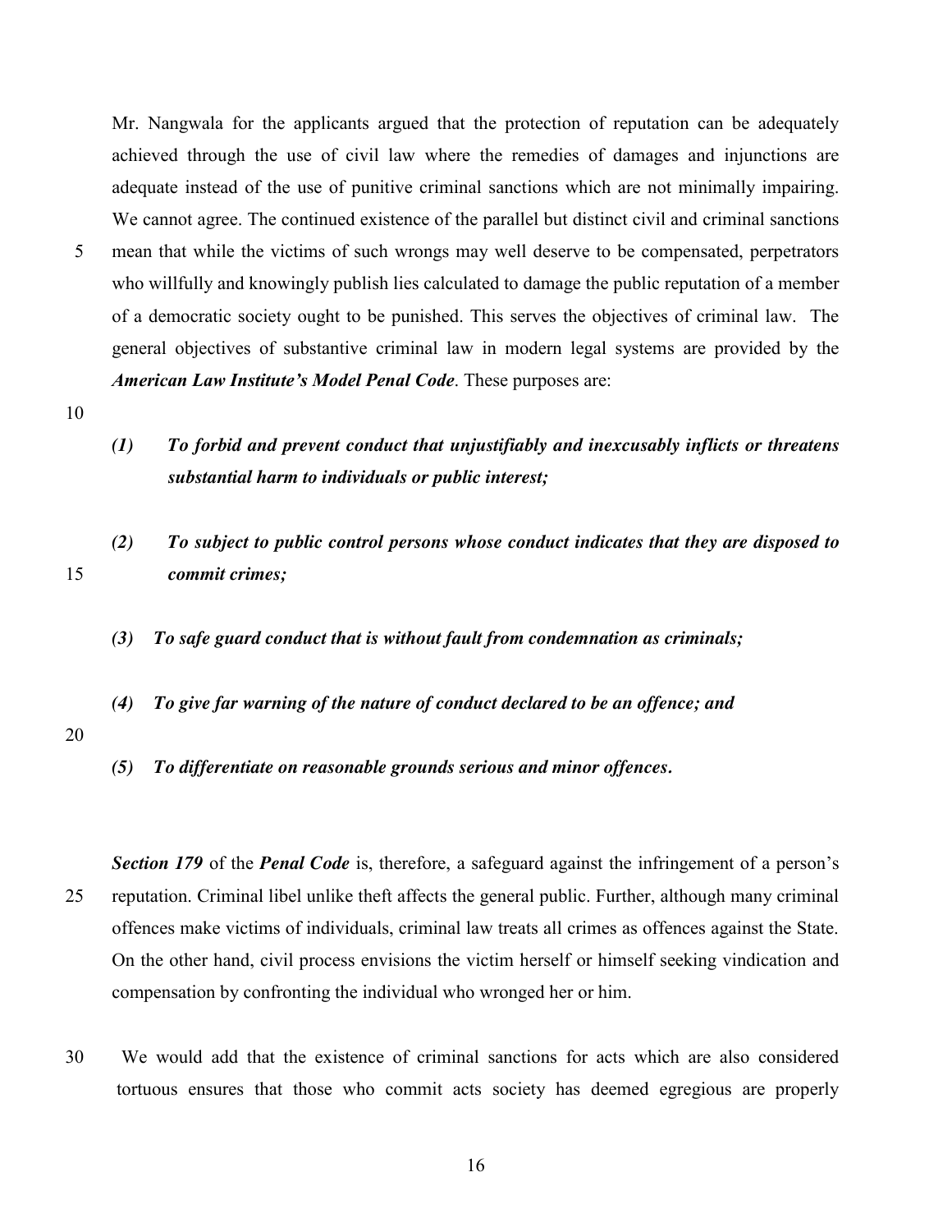Mr. Nangwala for the applicants argued that the protection of reputation can be adequately achieved through the use of civil law where the remedies of damages and injunctions are adequate instead of the use of punitive criminal sanctions which are not minimally impairing. We cannot agree. The continued existence of the parallel but distinct civil and criminal sanctions mean that while the victims of such wrongs may well deserve to be compensated, perpetrators who willfully and knowingly publish lies calculated to damage the public reputation of a member of a democratic society ought to be punished. This serves the objectives of criminal law. The general objectives of substantive criminal law in modern legal systems are provided by the ***American Law Institute's Model Penal Code***. These purposes are:

***(1) To forbid and prevent conduct that unjustifiably and inexcusably inflicts or threatens substantial harm to individuals or public interest;***

***(2) To subject to public control persons whose conduct indicates that they are disposed to commit crimes;***

***(3) To safe guard conduct that is without fault from condemnation as criminals;***

***(4) To give far warning of the nature of conduct declared to be an offence; and***

***(5) To differentiate on reasonable grounds serious and minor offences.***

***Section 179*** of the ***Penal Code*** is, therefore, a safeguard against the infringement of a person's reputation. Criminal libel unlike theft affects the general public. Further, although many criminal offences make victims of individuals, criminal law treats all crimes as offences against the State. On the other hand, civil process envisions the victim herself or himself seeking vindication and compensation by confronting the individual who wronged her or him.

We would add that the existence of criminal sanctions for acts which are also considered tortuous ensures that those who commit acts society has deemed egregious are properly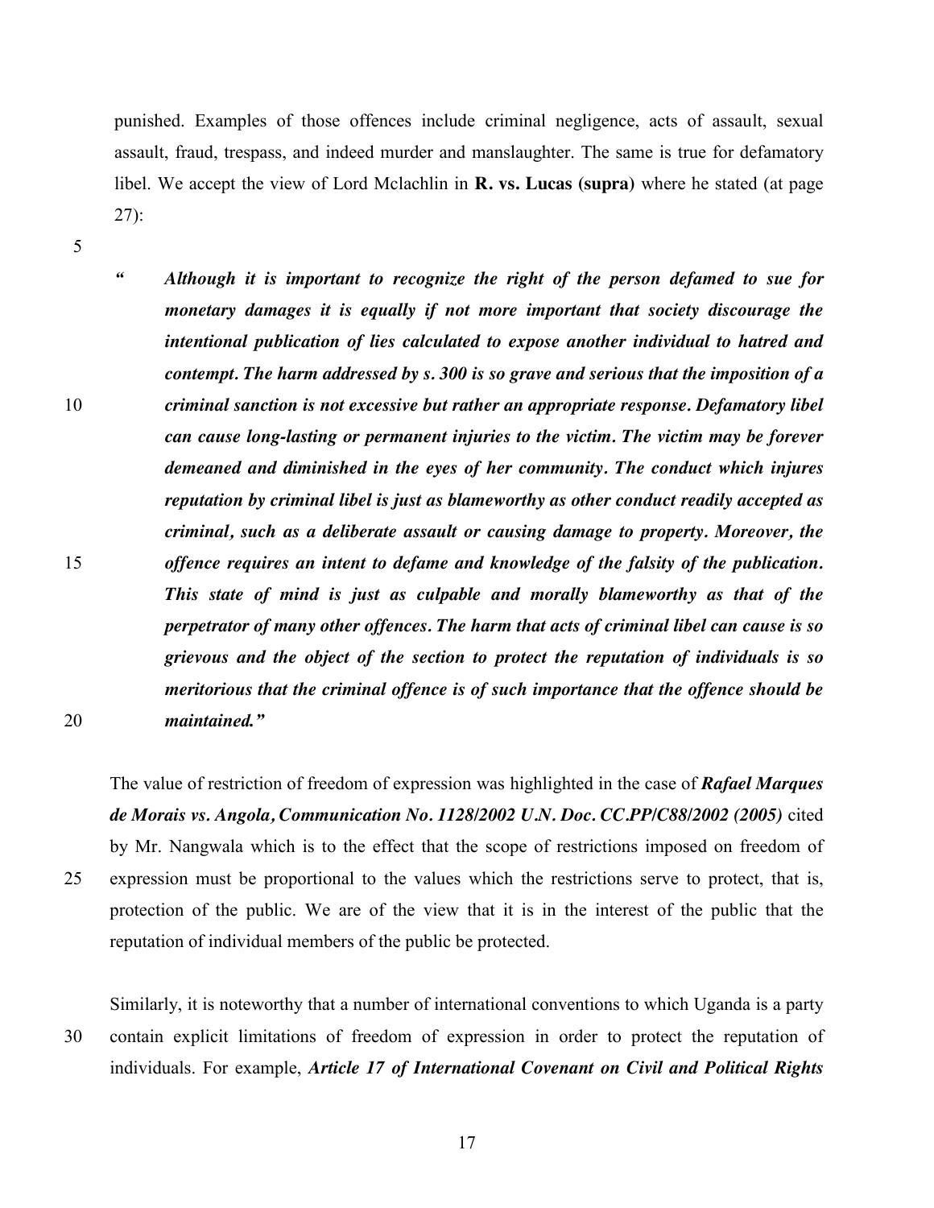punished. Examples of those offences include criminal negligence, acts of assault, sexual assault, fraud, trespass, and indeed murder and manslaughter. The same is true for defamatory libel. We accept the view of Lord Mclachlin in **R. vs. Lucas (supra)** where he stated (at page 27):

> ***"Although it is important to recognize the right of the person defamed to sue for monetary damages it is equally if not more important that society discourage the intentional publication of lies calculated to expose another individual to hatred and contempt. The harm addressed by s. 300 is so grave and serious that the imposition of a criminal sanction is not excessive but rather an appropriate response. Defamatory libel can cause long-lasting or permanent injuries to the victim. The victim may be forever demeaned and diminished in the eyes of her community. The conduct which injures reputation by criminal libel is just as blameworthy as other conduct readily accepted as criminal, such as a deliberate assault or causing damage to property. Moreover, the offence requires an intent to defame and knowledge of the falsity of the publication. This state of mind is just as culpable and morally blameworthy as that of the perpetrator of many other offences. The harm that acts of criminal libel can cause is so grievous and the object of the section to protect the reputation of individuals is so meritorious that the criminal offence is of such importance that the offence should be maintained."***

The value of restriction of freedom of expression was highlighted in the case of ***Rafael Marques de Morais vs. Angola, Communication No. 1128/2002 U.N. Doc. CC.PP/C88/2002 (2005)*** cited by Mr. Nangwala which is to the effect that the scope of restrictions imposed on freedom of expression must be proportional to the values which the restrictions serve to protect, that is, protection of the public. We are of the view that it is in the interest of the public that the reputation of individual members of the public be protected.

Similarly, it is noteworthy that a number of international conventions to which Uganda is a party contain explicit limitations of freedom of expression in order to protect the reputation of individuals. For example, ***Article 17 of International Covenant on Civil and Political Rights***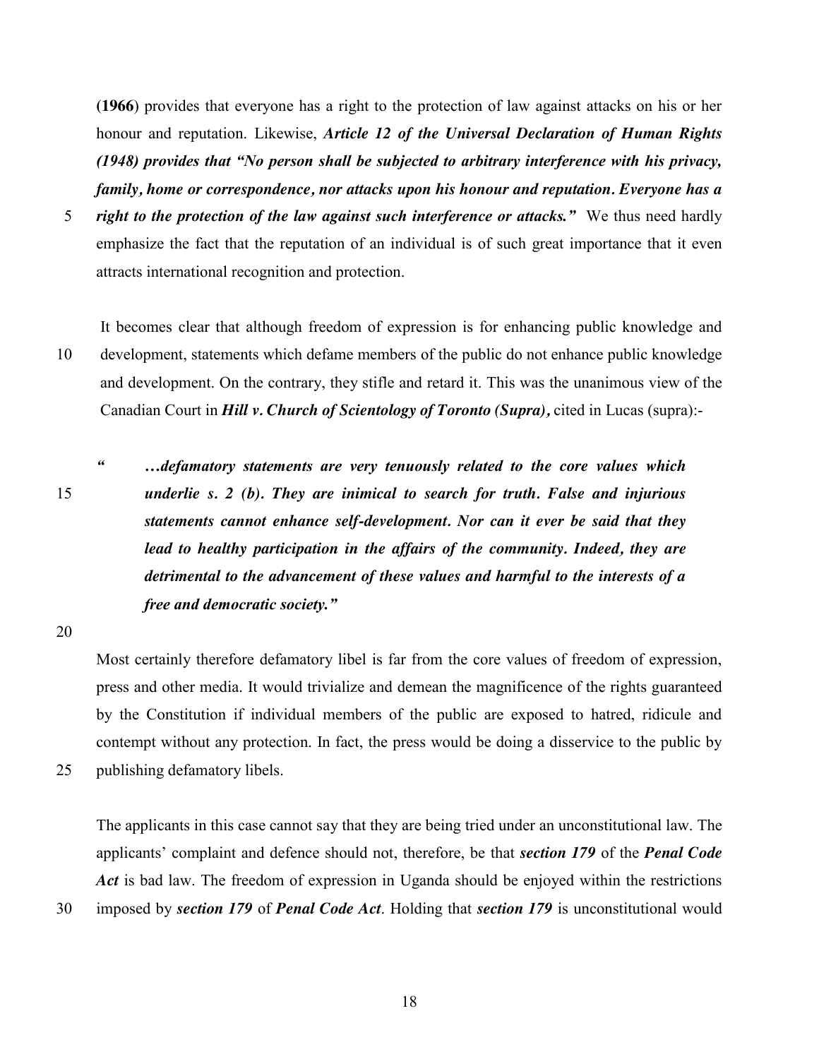**(1966**) provides that everyone has a right to the protection of law against attacks on his or her honour and reputation. Likewise, ***Article 12 of the Universal Declaration of Human Rights (1948) provides that "No person shall be subjected to arbitrary interference with his privacy, family, home or correspondence, nor attacks upon his honour and reputation. Everyone has a right to the protection of the law against such interference or attacks."*** We thus need hardly emphasize the fact that the reputation of an individual is of such great importance that it even attracts international recognition and protection.

It becomes clear that although freedom of expression is for enhancing public knowledge and development, statements which defame members of the public do not enhance public knowledge and development. On the contrary, they stifle and retard it. This was the unanimous view of the Canadian Court in ***Hill v. Church of Scientology of Toronto (Supra),*** cited in Lucas (supra):-

> ***" …defamatory statements are very tenuously related to the core values which underlie s. 2 (b). They are inimical to search for truth. False and injurious statements cannot enhance self-development. Nor can it ever be said that they lead to healthy participation in the affairs of the community. Indeed, they are detrimental to the advancement of these values and harmful to the interests of a free and democratic society."***

Most certainly therefore defamatory libel is far from the core values of freedom of expression, press and other media. It would trivialize and demean the magnificence of the rights guaranteed by the Constitution if individual members of the public are exposed to hatred, ridicule and contempt without any protection. In fact, the press would be doing a disservice to the public by publishing defamatory libels.

The applicants in this case cannot say that they are being tried under an unconstitutional law. The applicants' complaint and defence should not, therefore, be that ***section 179*** of the ***Penal Code Act*** is bad law. The freedom of expression in Uganda should be enjoyed within the restrictions imposed by ***section 179*** of ***Penal Code Act***. Holding that ***section 179*** is unconstitutional would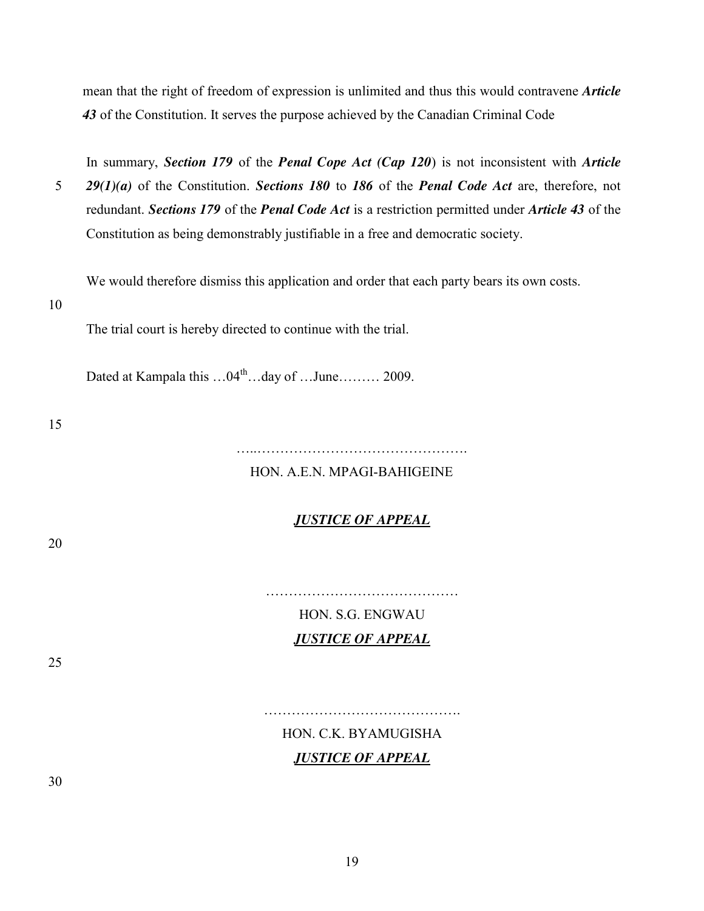mean that the right of freedom of expression is unlimited and thus this would contravene ***Article 43*** of the Constitution. It serves the purpose achieved by the Canadian Criminal Code

In summary, ***Section 179*** of the ***Penal Cope Act (Cap 120***) is not inconsistent with ***Article 29(1)(a)*** of the Constitution. ***Sections 180*** to ***186*** of the ***Penal Code Act*** are, therefore, not redundant. ***Sections 179*** of the ***Penal Code Act*** is a restriction permitted under ***Article 43*** of the Constitution as being demonstrably justifiable in a free and democratic society.

We would therefore dismiss this application and order that each party bears its own costs.

The trial court is hereby directed to continue with the trial.

Dated at Kampala this …04th…day of …June……… 2009.

…..……………………………………….

HON. A.E.N. MPAGI-BAHIGEINE

***JUSTICE OF APPEAL***

……………………………………

HON. S.G. ENGWAU

***JUSTICE OF APPEAL***

…………………………………….

HON. C.K. BYAMUGISHA

***JUSTICE OF APPEAL***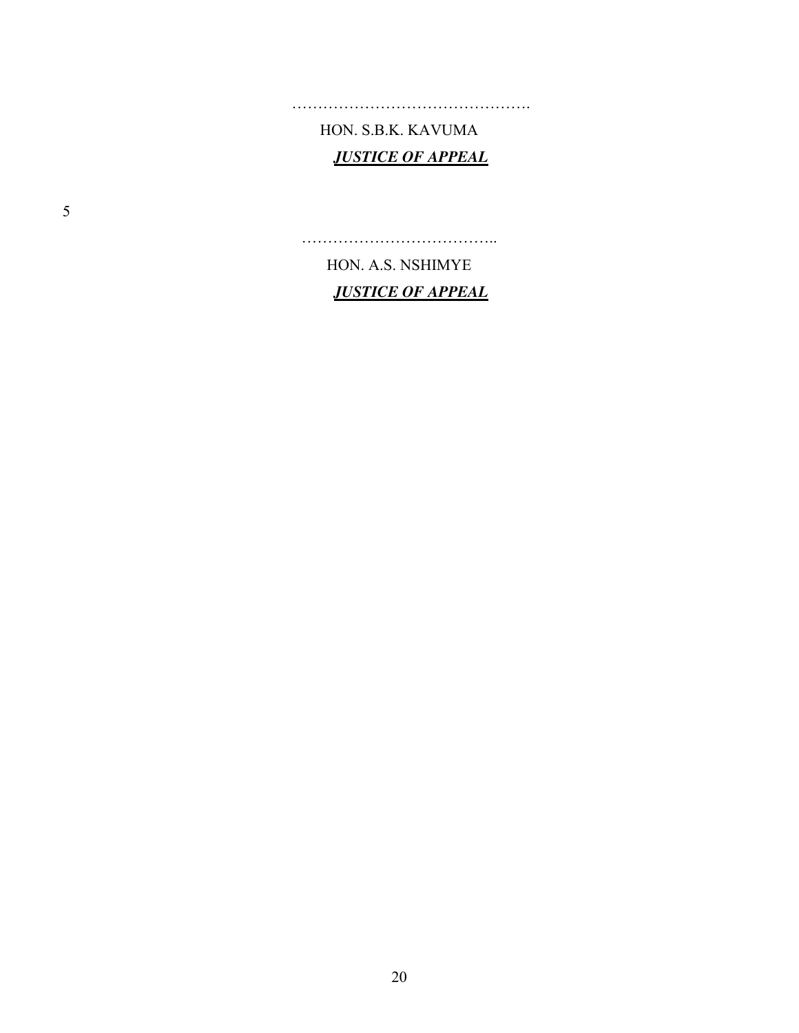……………………………………….

HON. S.B.K. KAVUMA

***JUSTICE OF APPEAL***

5

………………………………..

HON. A.S. NSHIMYE

***JUSTICE OF APPEAL***